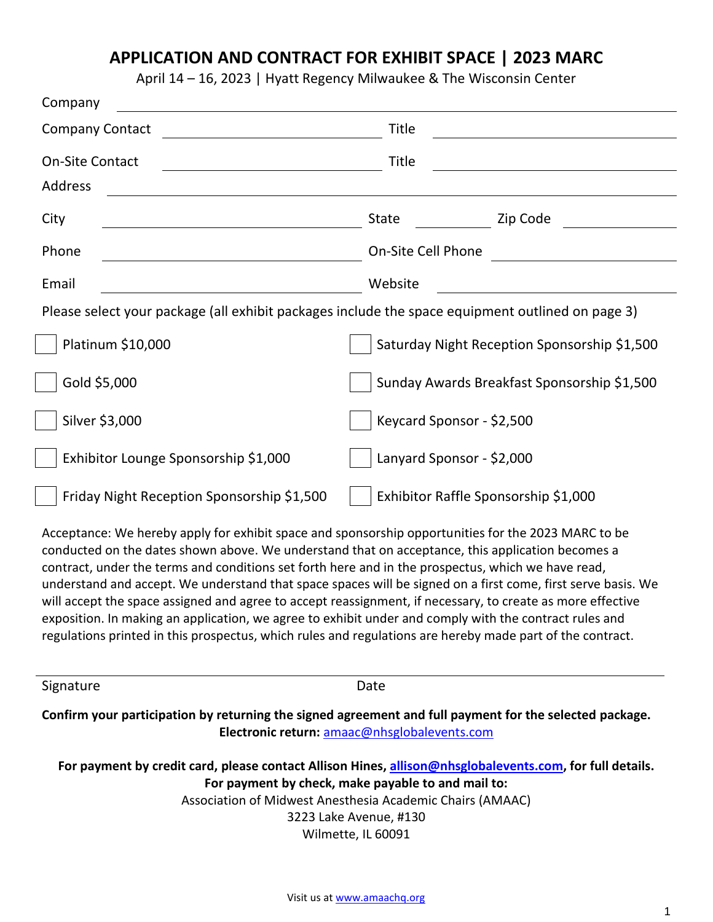# APPLICATION AND CONTRACT FOR EXHIBIT SPACE | 2023 MARC

April 14 – 16, 2023 | Hyatt Regency Milwaukee & The Wisconsin Center

Company ______________________________________________

Company Contact ______________________ Title ______________________

On-Site Contact ______________________ Title ______________________

Address ______________________________________________

City ______________________ State __________ Zip Code __________

Phone ______________________ On-Site Cell Phone ______________________

Email ______________________ Website ______________________

Please select your package (all exhibit packages include the space equipment outlined on page 3)

- ☐ Platinum $10,000
- ☐ Gold $5,000
- ☐ Silver $3,000
- ☐ Exhibitor Lounge Sponsorship $1,000
- ☐ Friday Night Reception Sponsorship $1,500
- ☐ Saturday Night Reception Sponsorship $1,500
- ☐ Sunday Awards Breakfast Sponsorship $1,500
- ☐ Keycard Sponsor - $2,500
- ☐ Lanyard Sponsor - $2,000
- ☐ Exhibitor Raffle Sponsorship $1,000

Acceptance: We hereby apply for exhibit space and sponsorship opportunities for the 2023 MARC to be conducted on the dates shown above. We understand that on acceptance, this application becomes a contract, under the terms and conditions set forth here and in the prospectus, which we have read, understand and accept. We understand that space spaces will be signed on a first come, first serve basis. We will accept the space assigned and agree to accept reassignment, if necessary, to create as more effective exposition. In making an application, we agree to exhibit under and comply with the contract rules and regulations printed in this prospectus, which rules and regulations are hereby made part of the contract.

______________________________________________

Signature Date

**Confirm your participation by returning the signed agreement and full payment for the selected package.**

**Electronic return:** amaac@nhsglobalevents.com

**For payment by credit card, please contact Allison Hines, allison@nhsglobalevents.com, for full details.**

**For payment by check, make payable to and mail to:**

Association of Midwest Anesthesia Academic Chairs (AMAAC)
3223 Lake Avenue, #130
Wilmette, IL 60091

Visit us at www.amaachq.org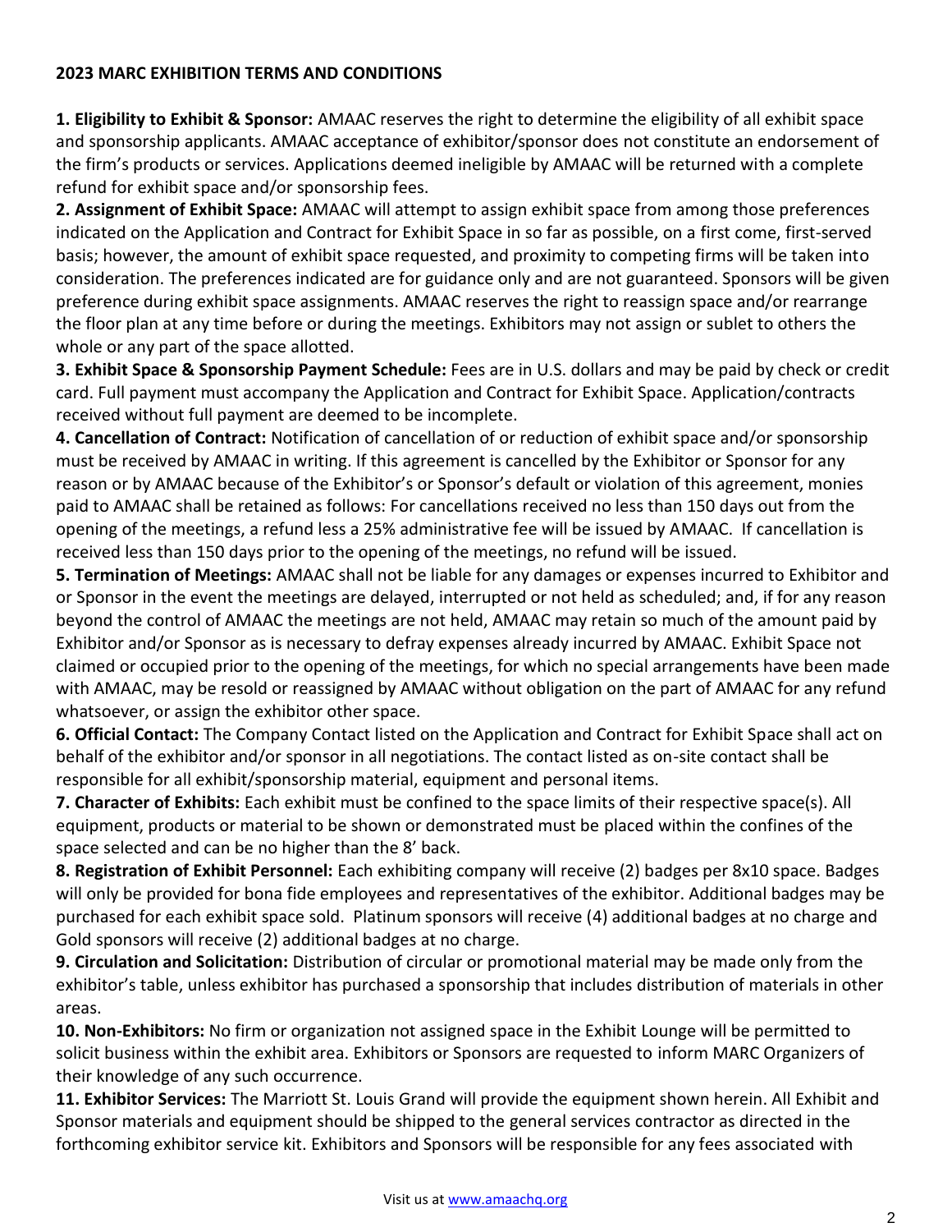**2023 MARC EXHIBITION TERMS AND CONDITIONS**

**1. Eligibility to Exhibit & Sponsor:** AMAAC reserves the right to determine the eligibility of all exhibit space and sponsorship applicants. AMAAC acceptance of exhibitor/sponsor does not constitute an endorsement of the firm's products or services. Applications deemed ineligible by AMAAC will be returned with a complete refund for exhibit space and/or sponsorship fees.

**2. Assignment of Exhibit Space:** AMAAC will attempt to assign exhibit space from among those preferences indicated on the Application and Contract for Exhibit Space in so far as possible, on a first come, first-served basis; however, the amount of exhibit space requested, and proximity to competing firms will be taken into consideration. The preferences indicated are for guidance only and are not guaranteed. Sponsors will be given preference during exhibit space assignments. AMAAC reserves the right to reassign space and/or rearrange the floor plan at any time before or during the meetings. Exhibitors may not assign or sublet to others the whole or any part of the space allotted.

**3. Exhibit Space & Sponsorship Payment Schedule:** Fees are in U.S. dollars and may be paid by check or credit card. Full payment must accompany the Application and Contract for Exhibit Space. Application/contracts received without full payment are deemed to be incomplete.

**4. Cancellation of Contract:** Notification of cancellation of or reduction of exhibit space and/or sponsorship must be received by AMAAC in writing. If this agreement is cancelled by the Exhibitor or Sponsor for any reason or by AMAAC because of the Exhibitor's or Sponsor's default or violation of this agreement, monies paid to AMAAC shall be retained as follows: For cancellations received no less than 150 days out from the opening of the meetings, a refund less a 25% administrative fee will be issued by AMAAC. If cancellation is received less than 150 days prior to the opening of the meetings, no refund will be issued.

**5. Termination of Meetings:** AMAAC shall not be liable for any damages or expenses incurred to Exhibitor and or Sponsor in the event the meetings are delayed, interrupted or not held as scheduled; and, if for any reason beyond the control of AMAAC the meetings are not held, AMAAC may retain so much of the amount paid by Exhibitor and/or Sponsor as is necessary to defray expenses already incurred by AMAAC. Exhibit Space not claimed or occupied prior to the opening of the meetings, for which no special arrangements have been made with AMAAC, may be resold or reassigned by AMAAC without obligation on the part of AMAAC for any refund whatsoever, or assign the exhibitor other space.

**6. Official Contact:** The Company Contact listed on the Application and Contract for Exhibit Space shall act on behalf of the exhibitor and/or sponsor in all negotiations. The contact listed as on-site contact shall be responsible for all exhibit/sponsorship material, equipment and personal items.

**7. Character of Exhibits:** Each exhibit must be confined to the space limits of their respective space(s). All equipment, products or material to be shown or demonstrated must be placed within the confines of the space selected and can be no higher than the 8' back.

**8. Registration of Exhibit Personnel:** Each exhibiting company will receive (2) badges per 8x10 space. Badges will only be provided for bona fide employees and representatives of the exhibitor. Additional badges may be purchased for each exhibit space sold. Platinum sponsors will receive (4) additional badges at no charge and Gold sponsors will receive (2) additional badges at no charge.

**9. Circulation and Solicitation:** Distribution of circular or promotional material may be made only from the exhibitor's table, unless exhibitor has purchased a sponsorship that includes distribution of materials in other areas.

**10. Non-Exhibitors:** No firm or organization not assigned space in the Exhibit Lounge will be permitted to solicit business within the exhibit area. Exhibitors or Sponsors are requested to inform MARC Organizers of their knowledge of any such occurrence.

**11. Exhibitor Services:** The Marriott St. Louis Grand will provide the equipment shown herein. All Exhibit and Sponsor materials and equipment should be shipped to the general services contractor as directed in the forthcoming exhibitor service kit. Exhibitors and Sponsors will be responsible for any fees associated with

Visit us at www.amaachq.org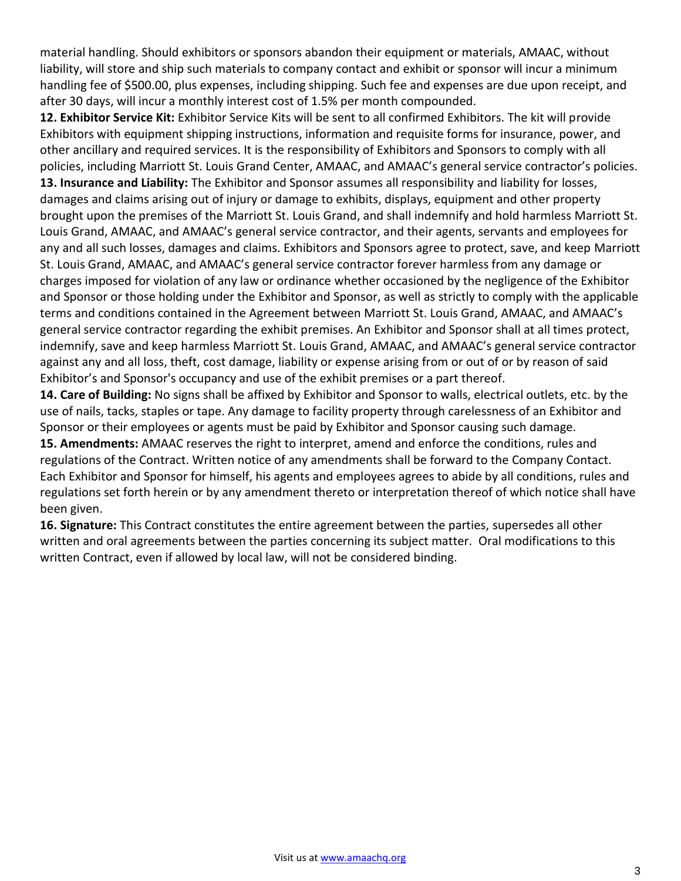material handling. Should exhibitors or sponsors abandon their equipment or materials, AMAAC, without liability, will store and ship such materials to company contact and exhibit or sponsor will incur a minimum handling fee of $500.00, plus expenses, including shipping. Such fee and expenses are due upon receipt, and after 30 days, will incur a monthly interest cost of 1.5% per month compounded.

**12. Exhibitor Service Kit:** Exhibitor Service Kits will be sent to all confirmed Exhibitors. The kit will provide Exhibitors with equipment shipping instructions, information and requisite forms for insurance, power, and other ancillary and required services. It is the responsibility of Exhibitors and Sponsors to comply with all policies, including Marriott St. Louis Grand Center, AMAAC, and AMAAC's general service contractor's policies.

**13. Insurance and Liability:** The Exhibitor and Sponsor assumes all responsibility and liability for losses, damages and claims arising out of injury or damage to exhibits, displays, equipment and other property brought upon the premises of the Marriott St. Louis Grand, and shall indemnify and hold harmless Marriott St. Louis Grand, AMAAC, and AMAAC's general service contractor, and their agents, servants and employees for any and all such losses, damages and claims. Exhibitors and Sponsors agree to protect, save, and keep Marriott St. Louis Grand, AMAAC, and AMAAC's general service contractor forever harmless from any damage or charges imposed for violation of any law or ordinance whether occasioned by the negligence of the Exhibitor and Sponsor or those holding under the Exhibitor and Sponsor, as well as strictly to comply with the applicable terms and conditions contained in the Agreement between Marriott St. Louis Grand, AMAAC, and AMAAC's general service contractor regarding the exhibit premises. An Exhibitor and Sponsor shall at all times protect, indemnify, save and keep harmless Marriott St. Louis Grand, AMAAC, and AMAAC's general service contractor against any and all loss, theft, cost damage, liability or expense arising from or out of or by reason of said Exhibitor's and Sponsor's occupancy and use of the exhibit premises or a part thereof.

**14. Care of Building:** No signs shall be affixed by Exhibitor and Sponsor to walls, electrical outlets, etc. by the use of nails, tacks, staples or tape. Any damage to facility property through carelessness of an Exhibitor and Sponsor or their employees or agents must be paid by Exhibitor and Sponsor causing such damage.

**15. Amendments:** AMAAC reserves the right to interpret, amend and enforce the conditions, rules and regulations of the Contract. Written notice of any amendments shall be forward to the Company Contact. Each Exhibitor and Sponsor for himself, his agents and employees agrees to abide by all conditions, rules and regulations set forth herein or by any amendment thereto or interpretation thereof of which notice shall have been given.

**16. Signature:** This Contract constitutes the entire agreement between the parties, supersedes all other written and oral agreements between the parties concerning its subject matter. Oral modifications to this written Contract, even if allowed by local law, will not be considered binding.

Visit us at www.amaachq.org